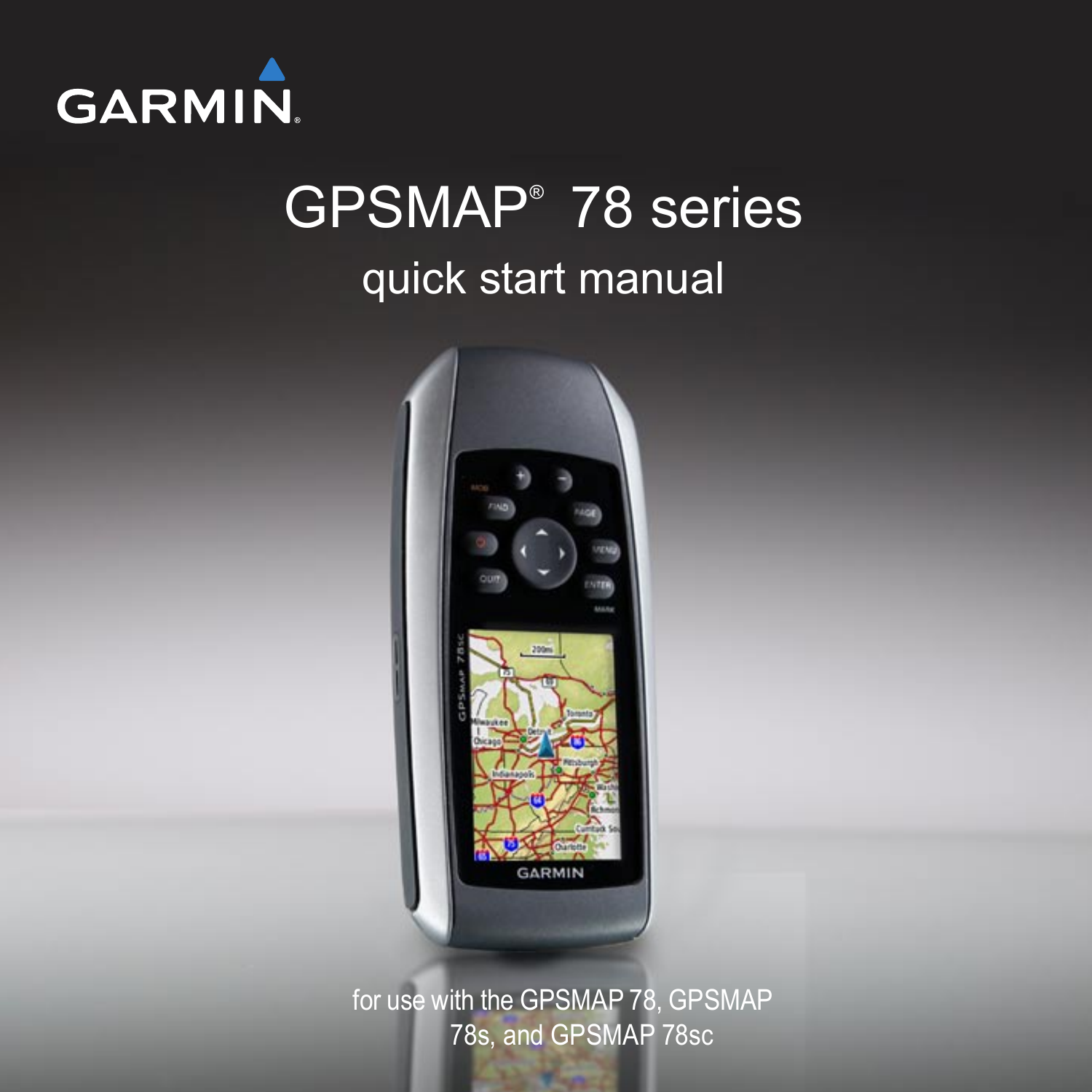GARMIN®

# GPSMAP® 78 series

## quick start manual

for use with the GPSMAP 78, GPSMAP 78s, and GPSMAP 78sc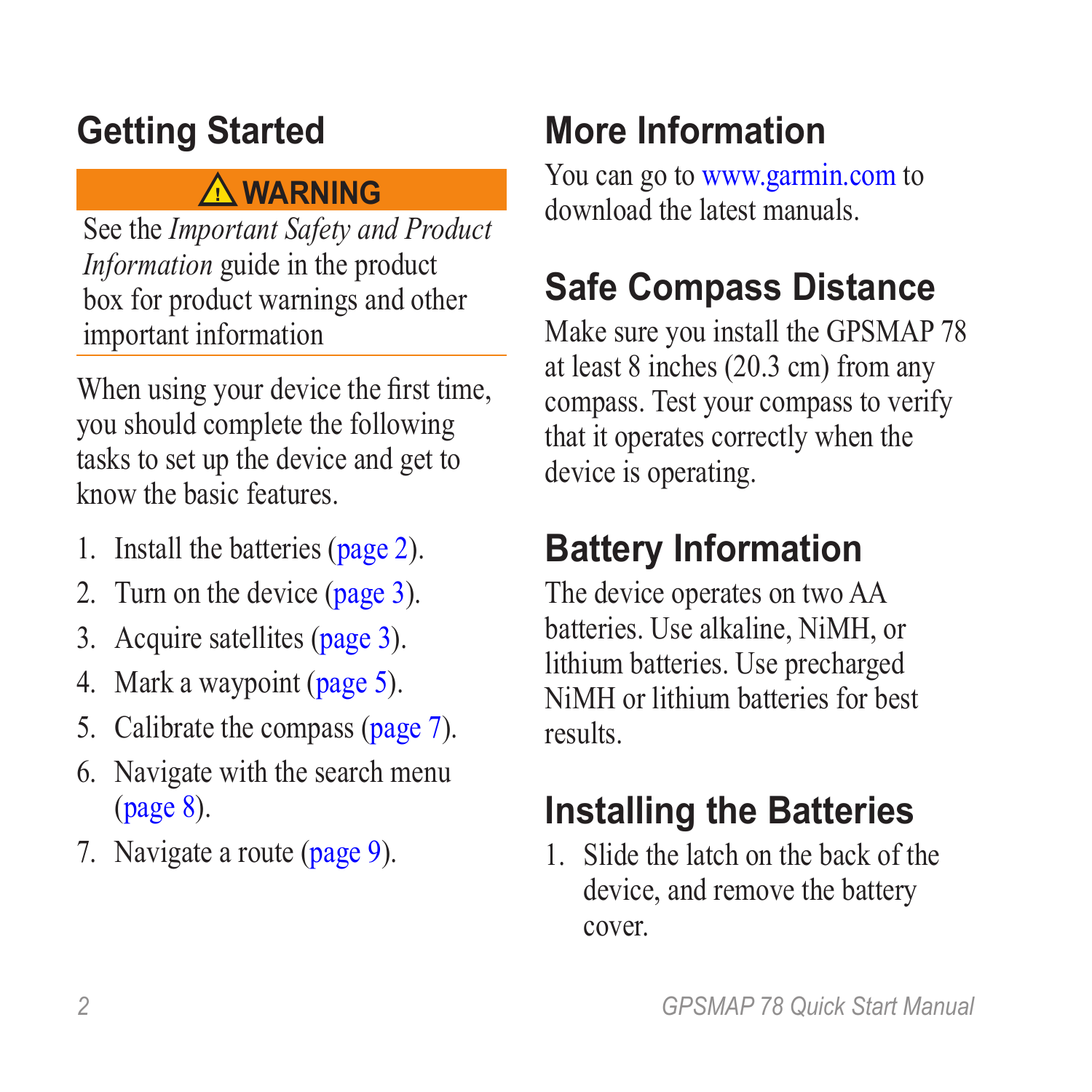## Getting Started

> ⚠ **WARNING**
>
> See the *Important Safety and Product Information* guide in the product box for product warnings and other important information

When using your device the first time, you should complete the following tasks to set up the device and get to know the basic features.

1. Install the batteries (page 2).
2. Turn on the device (page 3).
3. Acquire satellites (page 3).
4. Mark a waypoint (page 5).
5. Calibrate the compass (page 7).
6. Navigate with the search menu (page 8).
7. Navigate a route (page 9).

## More Information

You can go to www.garmin.com to download the latest manuals.

## Safe Compass Distance

Make sure you install the GPSMAP 78 at least 8 inches (20.3 cm) from any compass. Test your compass to verify that it operates correctly when the device is operating.

## Battery Information

The device operates on two AA batteries. Use alkaline, NiMH, or lithium batteries. Use precharged NiMH or lithium batteries for best results.

## Installing the Batteries

1. Slide the latch on the back of the device, and remove the battery cover.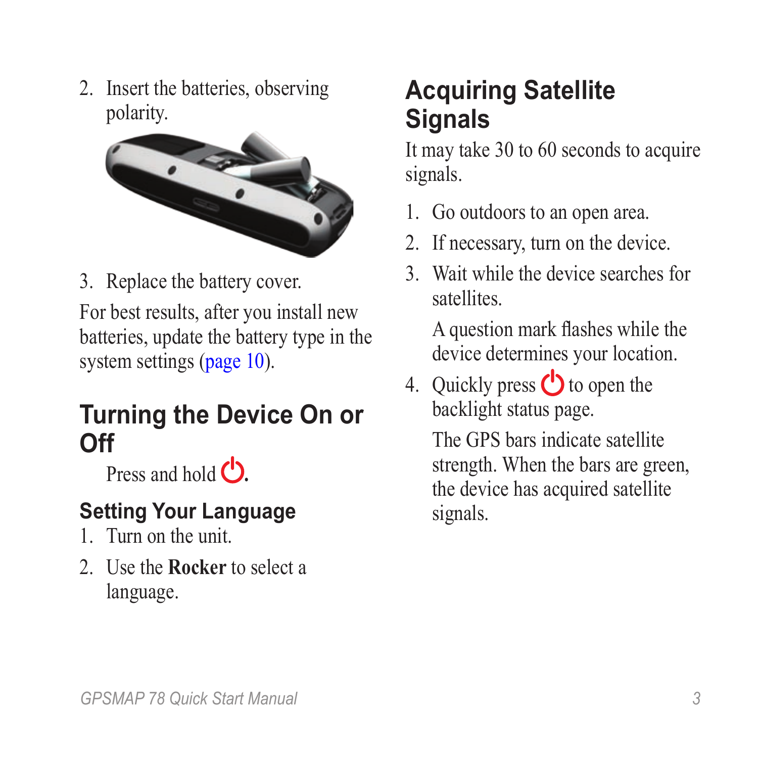2. Insert the batteries, observing polarity.
3. Replace the battery cover.

For best results, after you install new batteries, update the battery type in the system settings (page 10).

## Turning the Device On or Off

Press and hold ⏻.

### Setting Your Language

1. Turn on the unit.
2. Use the **Rocker** to select a language.

## Acquiring Satellite Signals

It may take 30 to 60 seconds to acquire signals.

1. Go outdoors to an open area.
2. If necessary, turn on the device.
3. Wait while the device searches for satellites.

   A question mark flashes while the device determines your location.
4. Quickly press ⏻ to open the backlight status page.

   The GPS bars indicate satellite strength. When the bars are green, the device has acquired satellite signals.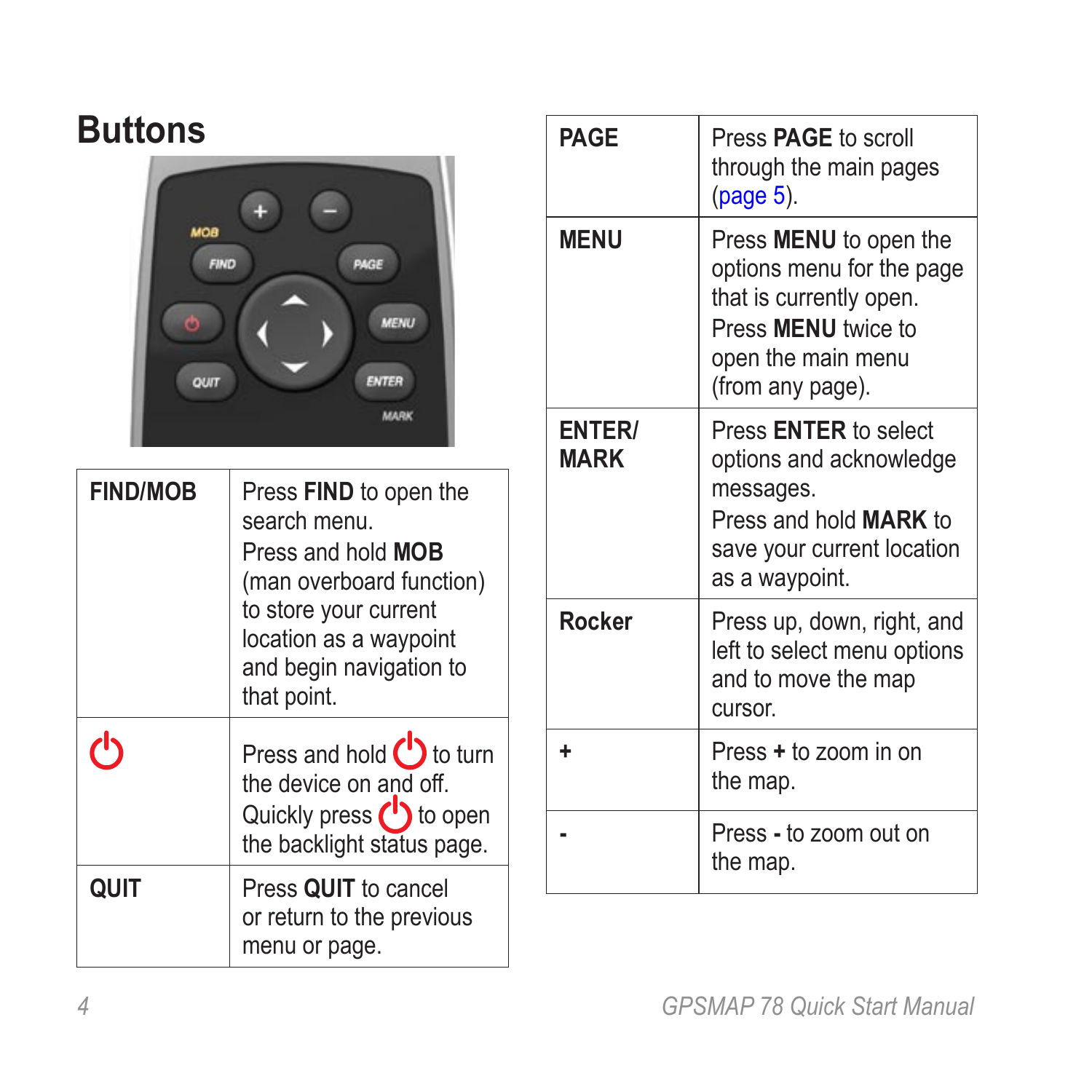## Buttons

| | |
|---|---|
| **FIND/MOB** | Press **FIND** to open the search menu. Press and hold **MOB** (man overboard function) to store your current location as a waypoint and begin navigation to that point. |
| ⏻ | Press and hold ⏻ to turn the device on and off. Quickly press ⏻ to open the backlight status page. |
| **QUIT** | Press **QUIT** to cancel or return to the previous menu or page. |
| **PAGE** | Press **PAGE** to scroll through the main pages (page 5). |
| **MENU** | Press **MENU** to open the options menu for the page that is currently open. Press **MENU** twice to open the main menu (from any page). |
| **ENTER/ MARK** | Press **ENTER** to select options and acknowledge messages. Press and hold **MARK** to save your current location as a waypoint. |
| **Rocker** | Press up, down, right, and left to select menu options and to move the map cursor. |
| **+** | Press **+** to zoom in on the map. |
| **-** | Press **-** to zoom out on the map. |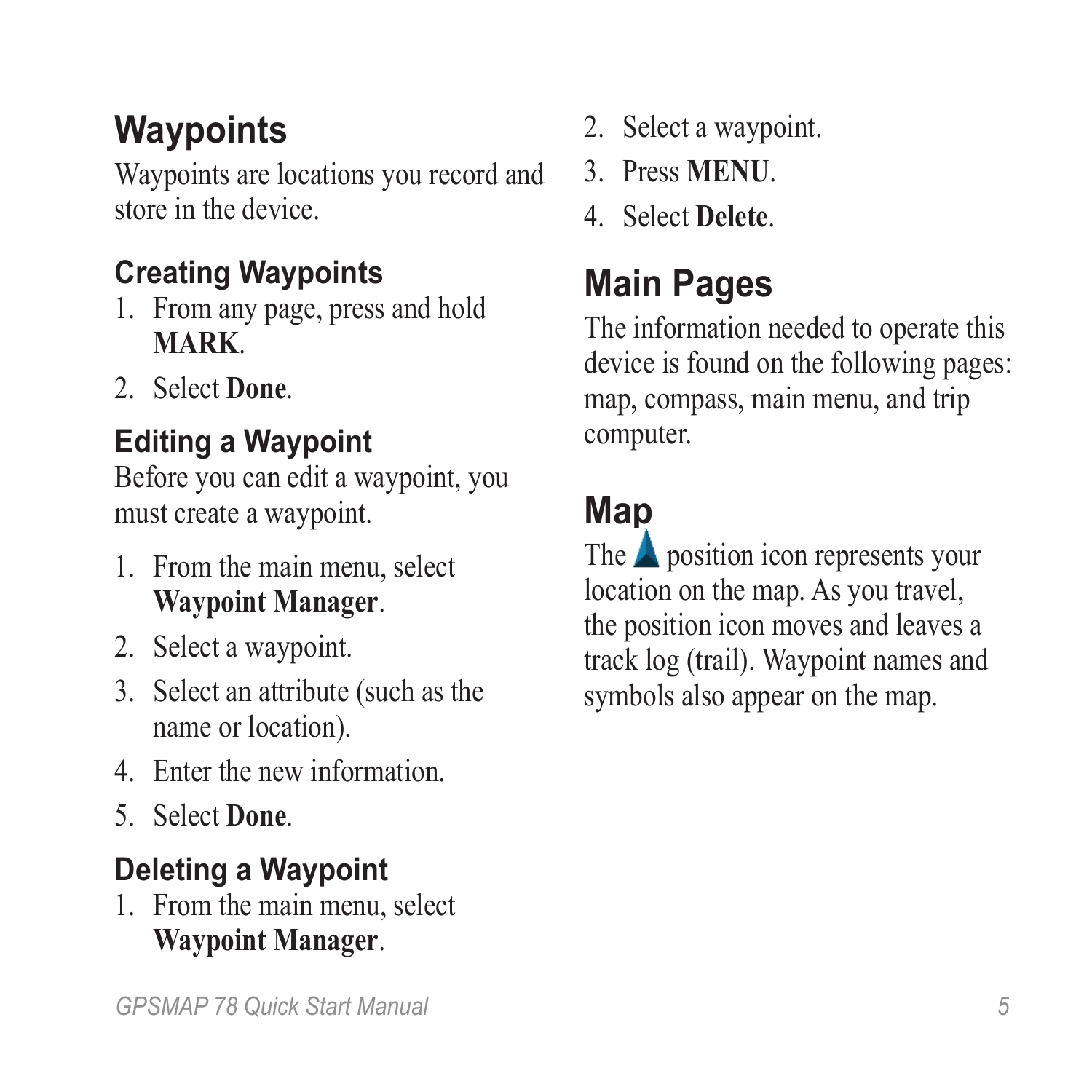## Waypoints

Waypoints are locations you record and store in the device.

### Creating Waypoints

1. From any page, press and hold **MARK**.
2. Select **Done**.

### Editing a Waypoint

Before you can edit a waypoint, you must create a waypoint.

1. From the main menu, select **Waypoint Manager**.
2. Select a waypoint.
3. Select an attribute (such as the name or location).
4. Enter the new information.
5. Select **Done**.

### Deleting a Waypoint

1. From the main menu, select **Waypoint Manager**.
2. Select a waypoint.
3. Press **MENU**.
4. Select **Delete**.

## Main Pages

The information needed to operate this device is found on the following pages: map, compass, main menu, and trip computer.

## Map

The position icon represents your location on the map. As you travel, the position icon moves and leaves a track log (trail). Waypoint names and symbols also appear on the map.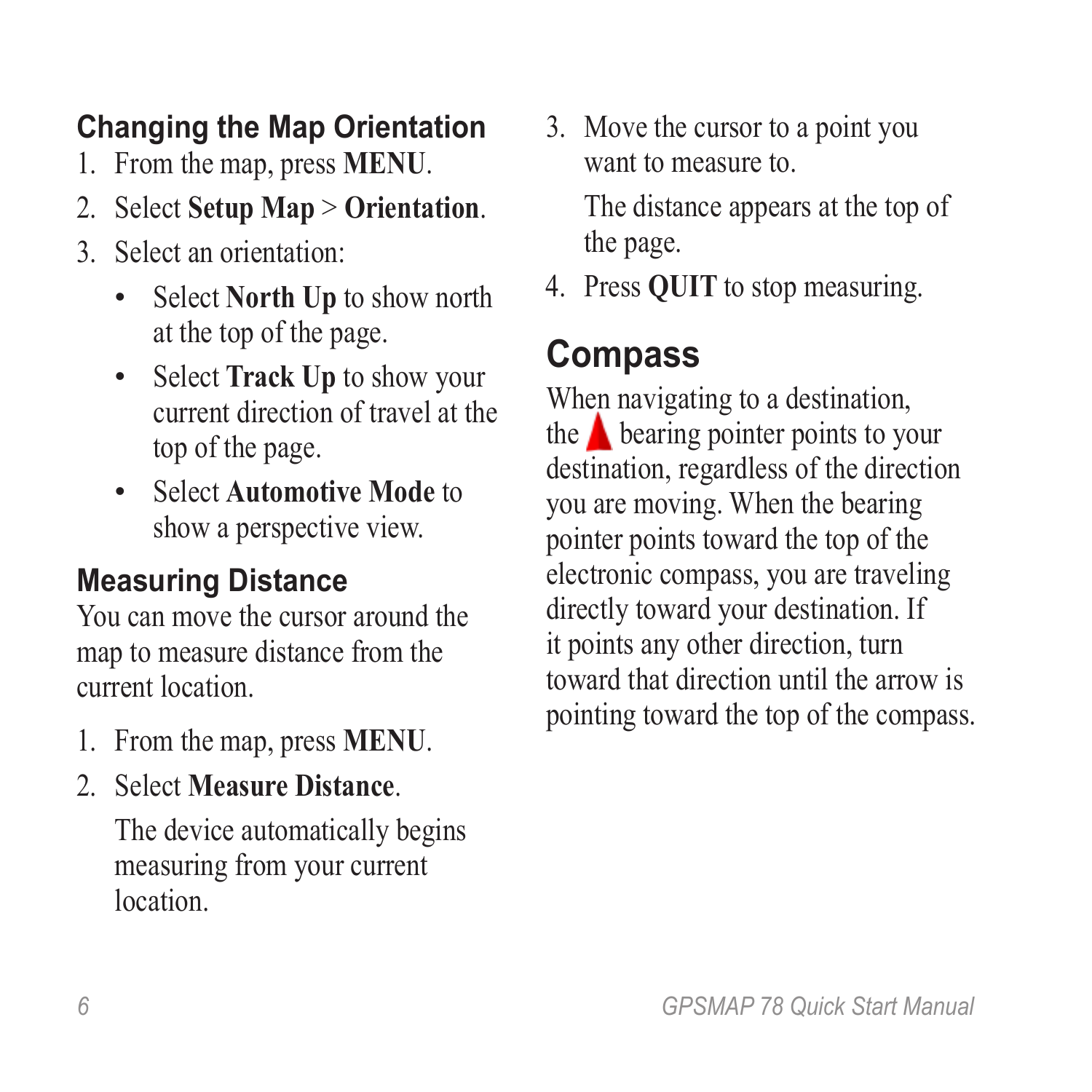### Changing the Map Orientation

1. From the map, press **MENU**.
2. Select **Setup Map** > **Orientation**.
3. Select an orientation:
    - Select **North Up** to show north at the top of the page.
    - Select **Track Up** to show your current direction of travel at the top of the page.
    - Select **Automotive Mode** to show a perspective view.

### Measuring Distance

You can move the cursor around the map to measure distance from the current location.

1. From the map, press **MENU**.
2. Select **Measure Distance**.

    The device automatically begins measuring from your current location.

3. Move the cursor to a point you want to measure to.

    The distance appears at the top of the page.

4. Press **QUIT** to stop measuring.

## Compass

When navigating to a destination, the ▲ bearing pointer points to your destination, regardless of the direction you are moving. When the bearing pointer points toward the top of the electronic compass, you are traveling directly toward your destination. If it points any other direction, turn toward that direction until the arrow is pointing toward the top of the compass.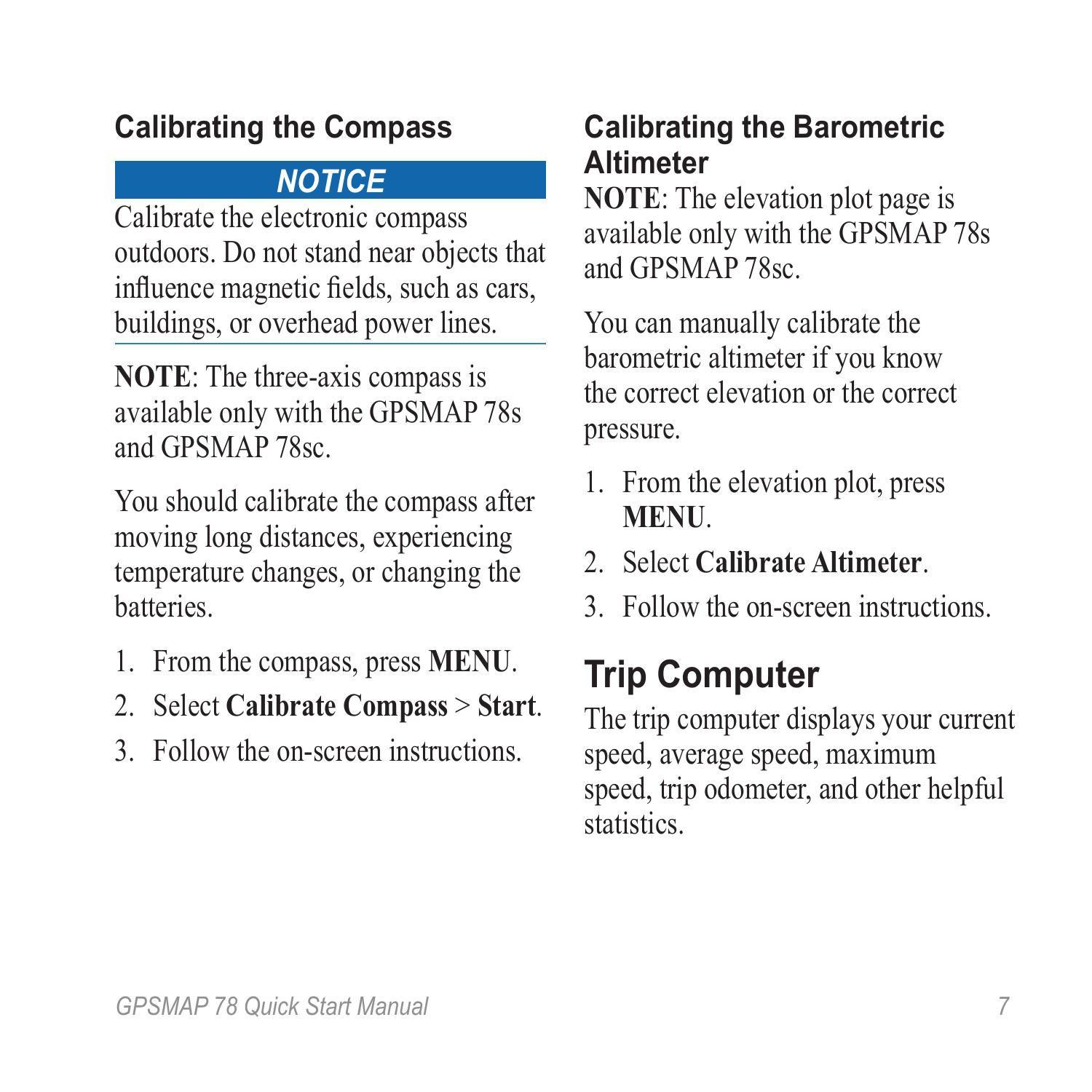### Calibrating the Compass

**NOTICE**

Calibrate the electronic compass outdoors. Do not stand near objects that influence magnetic fields, such as cars, buildings, or overhead power lines.

**NOTE**: The three-axis compass is available only with the GPSMAP 78s and GPSMAP 78sc.

You should calibrate the compass after moving long distances, experiencing temperature changes, or changing the batteries.

1. From the compass, press **MENU**.
2. Select **Calibrate Compass** > **Start**.
3. Follow the on-screen instructions.

### Calibrating the Barometric Altimeter

**NOTE**: The elevation plot page is available only with the GPSMAP 78s and GPSMAP 78sc.

You can manually calibrate the barometric altimeter if you know the correct elevation or the correct pressure.

1. From the elevation plot, press **MENU**.
2. Select **Calibrate Altimeter**.
3. Follow the on-screen instructions.

## Trip Computer

The trip computer displays your current speed, average speed, maximum speed, trip odometer, and other helpful statistics.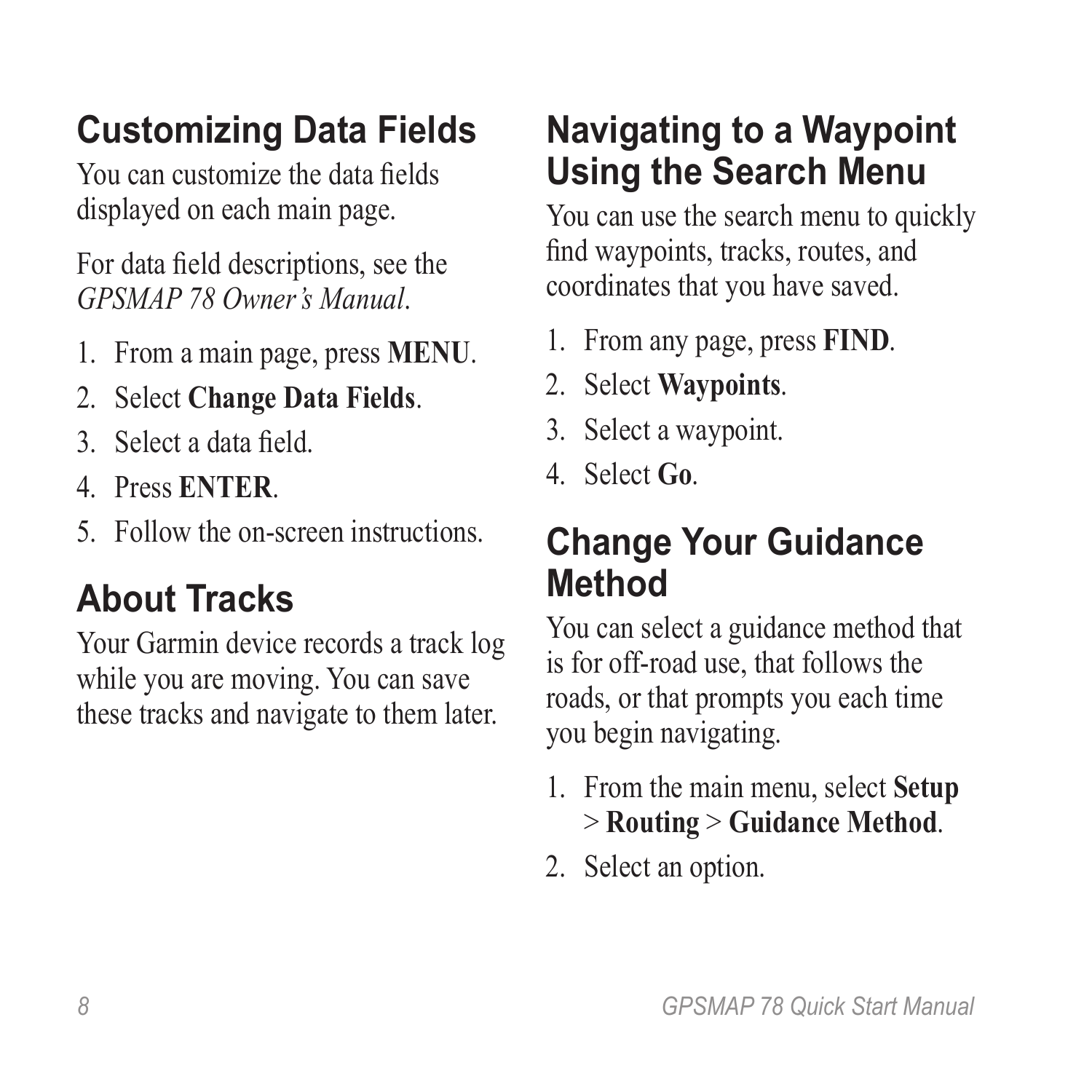## Customizing Data Fields

You can customize the data fields displayed on each main page.

For data field descriptions, see the *GPSMAP 78 Owner's Manual*.

1. From a main page, press **MENU**.
2. Select **Change Data Fields**.
3. Select a data field.
4. Press **ENTER**.
5. Follow the on-screen instructions.

## About Tracks

Your Garmin device records a track log while you are moving. You can save these tracks and navigate to them later.

## Navigating to a Waypoint Using the Search Menu

You can use the search menu to quickly find waypoints, tracks, routes, and coordinates that you have saved.

1. From any page, press **FIND**.
2. Select **Waypoints**.
3. Select a waypoint.
4. Select **Go**.

## Change Your Guidance Method

You can select a guidance method that is for off-road use, that follows the roads, or that prompts you each time you begin navigating.

1. From the main menu, select **Setup** > **Routing** > **Guidance Method**.
2. Select an option.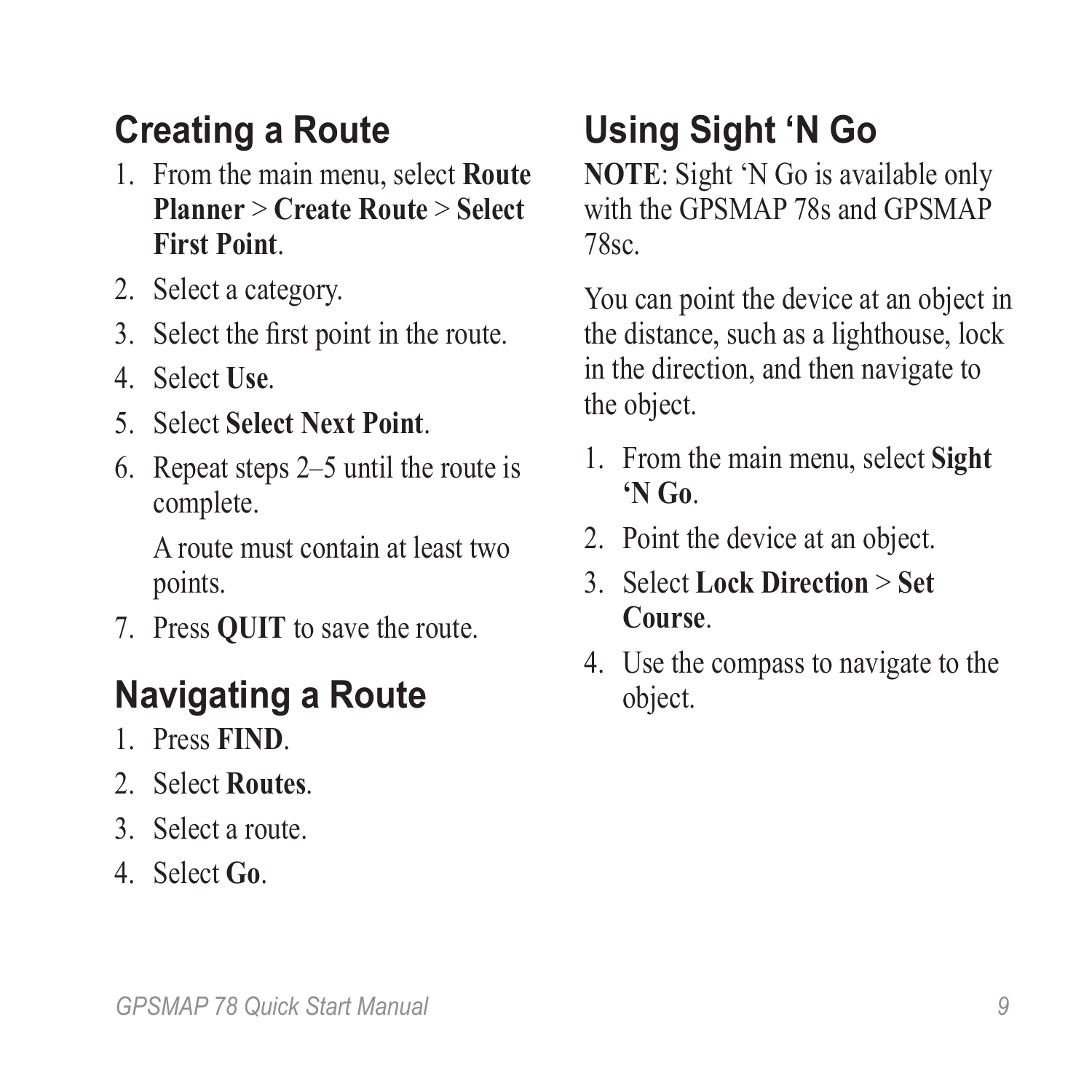## Creating a Route

1. From the main menu, select **Route Planner** > **Create Route** > **Select First Point**.
2. Select a category.
3. Select the first point in the route.
4. Select **Use**.
5. Select **Select Next Point**.
6. Repeat steps 2–5 until the route is complete.

   A route must contain at least two points.
7. Press **QUIT** to save the route.

## Navigating a Route

1. Press **FIND**.
2. Select **Routes**.
3. Select a route.
4. Select **Go**.

## Using Sight 'N Go

**NOTE**: Sight 'N Go is available only with the GPSMAP 78s and GPSMAP 78sc.

You can point the device at an object in the distance, such as a lighthouse, lock in the direction, and then navigate to the object.

1. From the main menu, select **Sight 'N Go**.
2. Point the device at an object.
3. Select **Lock Direction** > **Set Course**.
4. Use the compass to navigate to the object.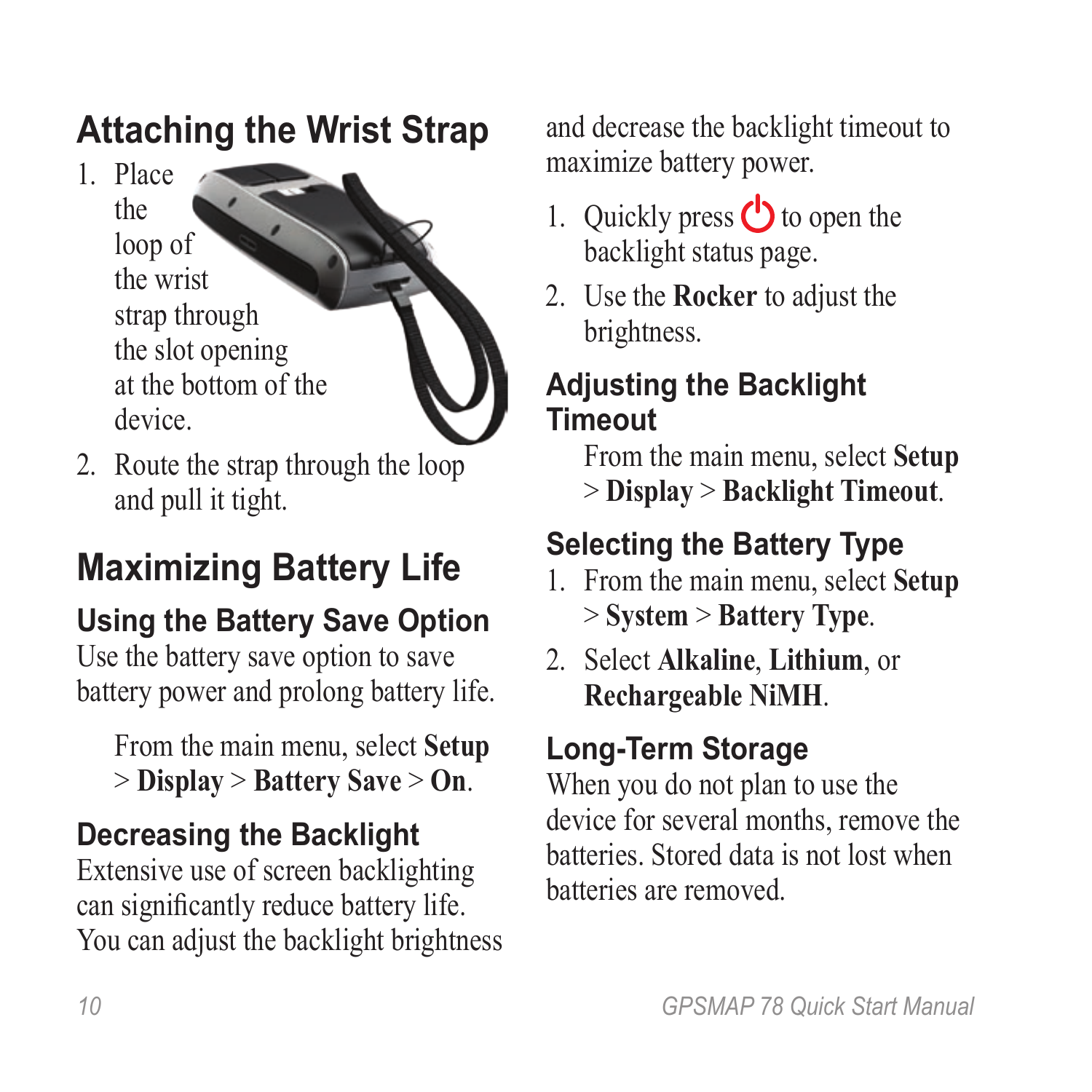## Attaching the Wrist Strap

1. Place the loop of the wrist strap through the slot opening at the bottom of the device.
2. Route the strap through the loop and pull it tight.

## Maximizing Battery Life

### Using the Battery Save Option

Use the battery save option to save battery power and prolong battery life.

From the main menu, select **Setup** > **Display** > **Battery Save** > **On**.

### Decreasing the Backlight

Extensive use of screen backlighting can significantly reduce battery life. You can adjust the backlight brightness and decrease the backlight timeout to maximize battery power.

1. Quickly press ⏻ to open the backlight status page.
2. Use the **Rocker** to adjust the brightness.

### Adjusting the Backlight Timeout

From the main menu, select **Setup** > **Display** > **Backlight Timeout**.

### Selecting the Battery Type

1. From the main menu, select **Setup** > **System** > **Battery Type**.
2. Select **Alkaline**, **Lithium**, or **Rechargeable NiMH**.

### Long-Term Storage

When you do not plan to use the device for several months, remove the batteries. Stored data is not lost when batteries are removed.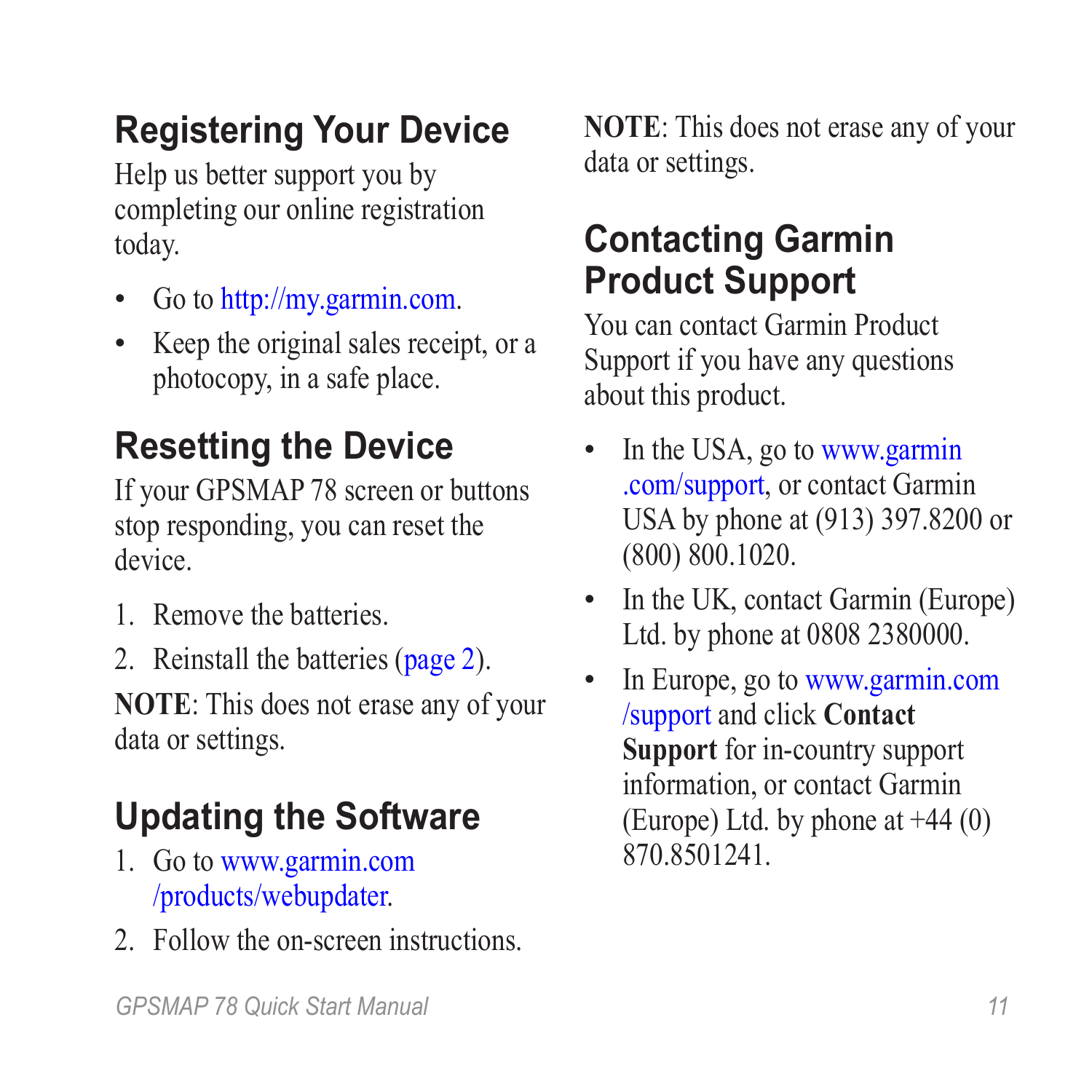## Registering Your Device

Help us better support you by completing our online registration today.

- Go to http://my.garmin.com.
- Keep the original sales receipt, or a photocopy, in a safe place.

## Resetting the Device

If your GPSMAP 78 screen or buttons stop responding, you can reset the device.

1. Remove the batteries.
2. Reinstall the batteries (page 2).

**NOTE**: This does not erase any of your data or settings.

## Updating the Software

1. Go to www.garmin.com/products/webupdater.
2. Follow the on-screen instructions.

**NOTE**: This does not erase any of your data or settings.

## Contacting Garmin Product Support

You can contact Garmin Product Support if you have any questions about this product.

- In the USA, go to www.garmin.com/support, or contact Garmin USA by phone at (913) 397.8200 or (800) 800.1020.
- In the UK, contact Garmin (Europe) Ltd. by phone at 0808 2380000.
- In Europe, go to www.garmin.com/support and click **Contact Support** for in-country support information, or contact Garmin (Europe) Ltd. by phone at +44 (0) 870.8501241.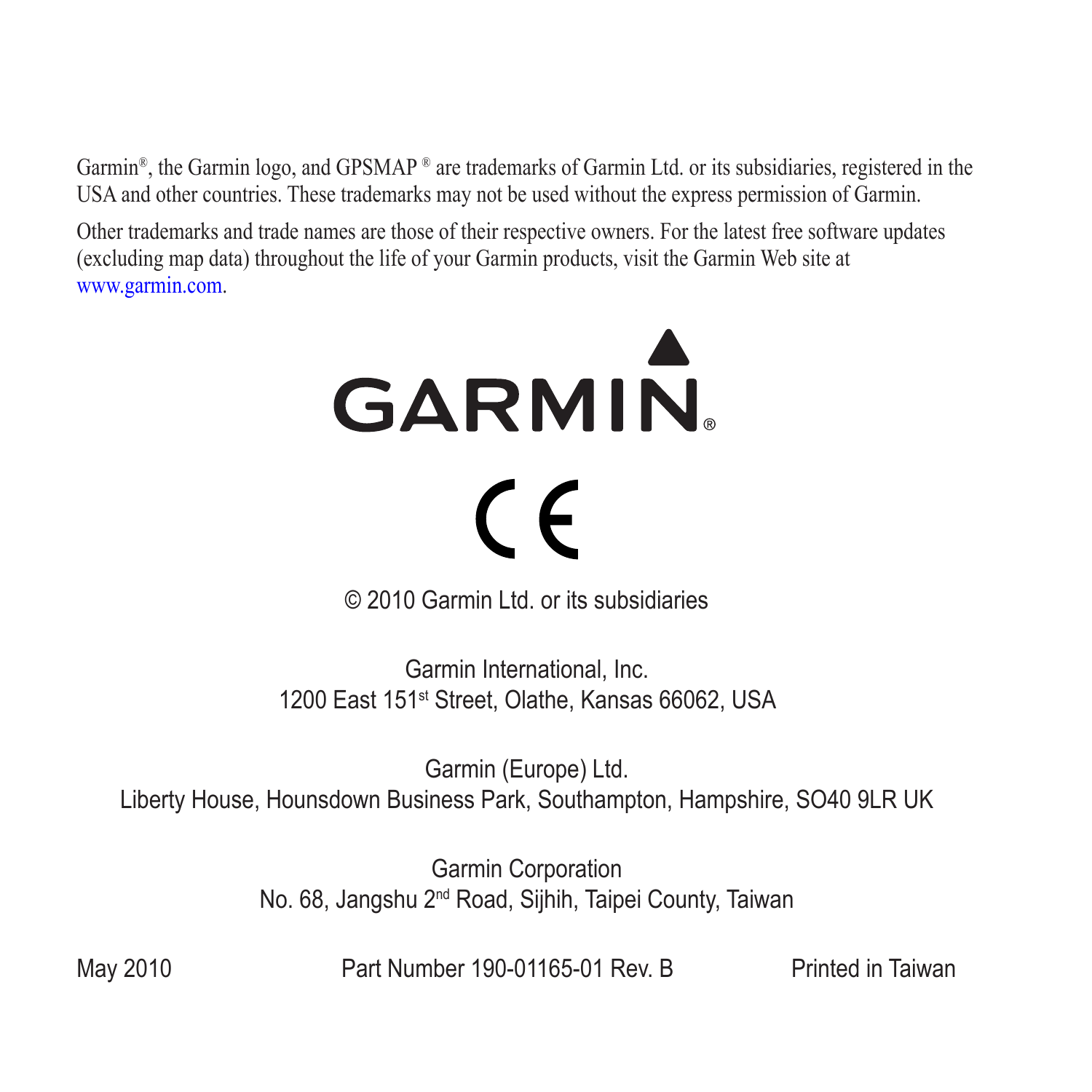Garmin®, the Garmin logo, and GPSMAP® are trademarks of Garmin Ltd. or its subsidiaries, registered in the USA and other countries. These trademarks may not be used without the express permission of Garmin.

Other trademarks and trade names are those of their respective owners. For the latest free software updates (excluding map data) throughout the life of your Garmin products, visit the Garmin Web site at www.garmin.com.

© 2010 Garmin Ltd. or its subsidiaries

Garmin International, Inc.
1200 East 151st Street, Olathe, Kansas 66062, USA

Garmin (Europe) Ltd.
Liberty House, Hounsdown Business Park, Southampton, Hampshire, SO40 9LR UK

Garmin Corporation
No. 68, Jangshu 2nd Road, Sijhih, Taipei County, Taiwan

May 2010 Part Number 190-01165-01 Rev. B Printed in Taiwan